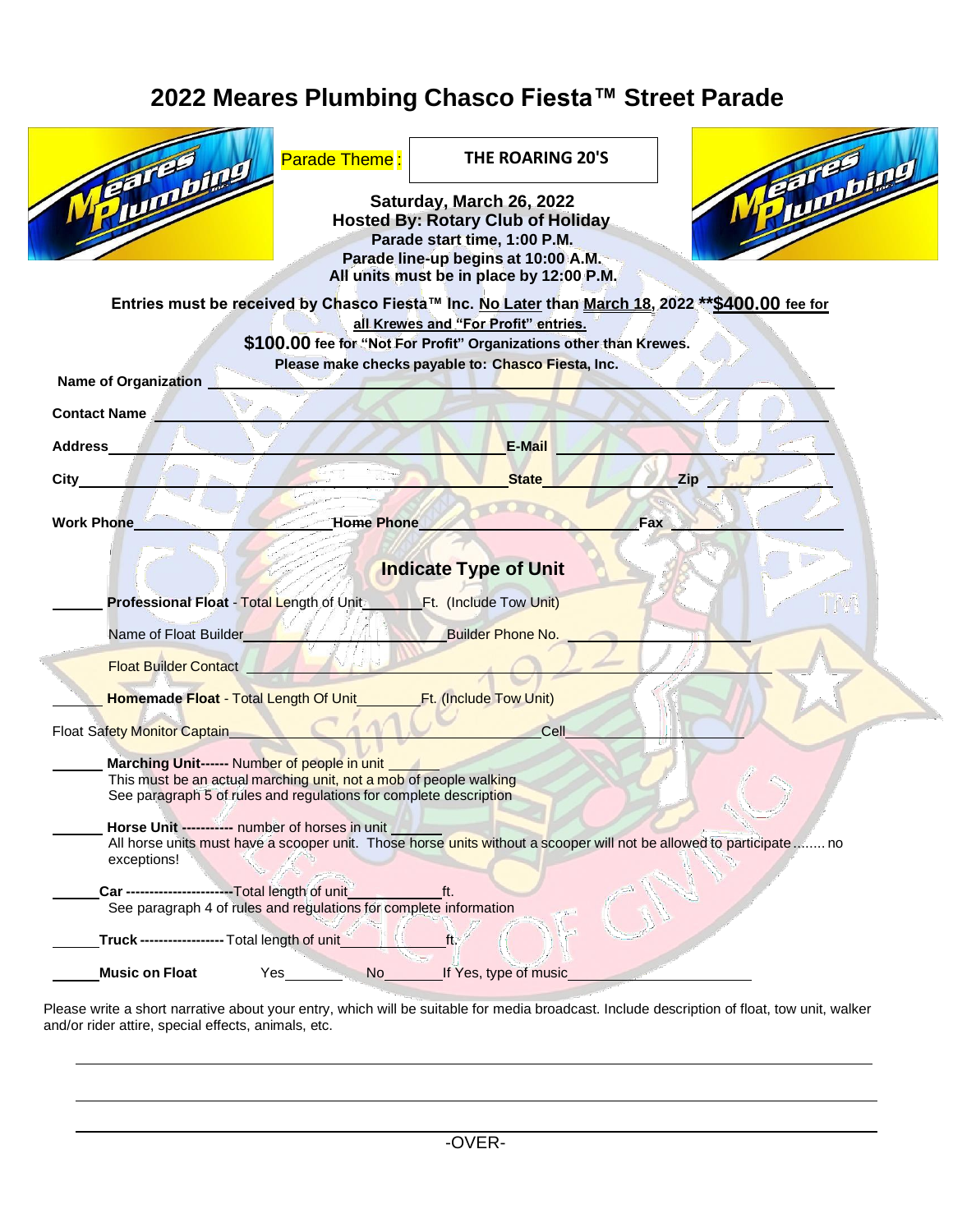# 2022 Meares Plumbing Chasco Fiesta™ Street Parade

Parade Theme : **THE ROARING 20'S**

**Saturday, March 26, 2022**
**Hosted By: Rotary Club of Holiday**
**Parade start time, 1:00 P.M.**
**Parade line-up begins at 10:00 A.M.**
**All units must be in place by 12:00 P.M.**

**Entries must be received by Chasco Fiesta™ Inc. No Later than March 18, 2022 **$400.00 fee for all Krewes and "For Profit" entries.**

**$100.00 fee for "Not For Profit" Organizations other than Krewes.**

**Please make checks payable to: Chasco Fiesta, Inc.**

**Name of Organization** ______________________________

**Contact Name** ______________________________

**Address** ______________________________ **E-Mail** ______________________________

**City** ______________________________ **State** __________ **Zip** __________

**Work Phone** __________ **Home Phone** __________ **Fax** __________

## Indicate Type of Unit

______ **Professional Float** - Total Length of Unit______Ft. (Include Tow Unit)

Name of Float Builder______________________ Builder Phone No. ______________________

Float Builder Contact ______________________________

______ **Homemade Float** - Total Length Of Unit________Ft. (Include Tow Unit)

Float Safety Monitor Captain______________________ Cell______________________

______ **Marching Unit------** Number of people in unit ______
This must be an actual marching unit, not a mob of people walking
See paragraph 5 of rules and regulations for complete description

______ **Horse Unit -----------** number of horses in unit ______
All horse units must have a scooper unit. Those horse units without a scooper will not be allowed to participate........ no exceptions!

______ **Car -----------------------**Total length of unit__________ft.
See paragraph 4 of rules and regulations for complete information

______ **Truck ------------------** Total length of unit__________ft.

______ **Music on Float** Yes________ No________ If Yes, type of music______________________

Please write a short narrative about your entry, which will be suitable for media broadcast. Include description of float, tow unit, walker and/or rider attire, special effects, animals, etc.

______________________________________________________________________

______________________________________________________________________

______________________________________________________________________

-OVER-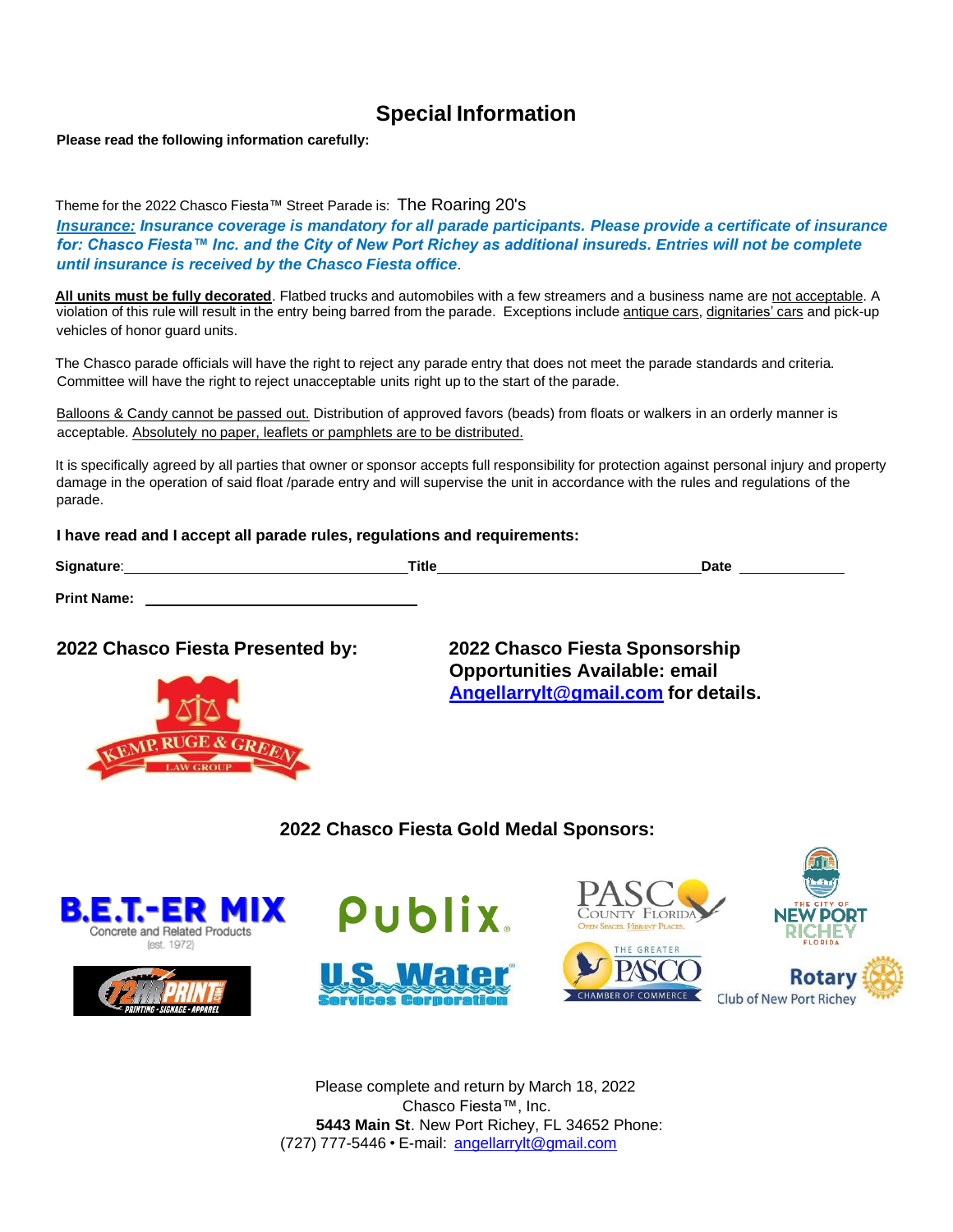# Special Information

**Please read the following information carefully:**

Theme for the 2022 Chasco Fiesta™ Street Parade is: The Roaring 20's

***Insurance:* Insurance coverage is mandatory for all parade participants. Please provide a certificate of insurance for: Chasco Fiesta™ Inc. and the City of New Port Richey as additional insureds. Entries will not be complete until insurance is received by the Chasco Fiesta office**.

**All units must be fully decorated**. Flatbed trucks and automobiles with a few streamers and a business name are not acceptable. A violation of this rule will result in the entry being barred from the parade. Exceptions include antique cars, dignitaries' cars and pick-up vehicles of honor guard units.

The Chasco parade officials will have the right to reject any parade entry that does not meet the parade standards and criteria. Committee will have the right to reject unacceptable units right up to the start of the parade.

Balloons & Candy cannot be passed out. Distribution of approved favors (beads) from floats or walkers in an orderly manner is acceptable. Absolutely no paper, leaflets or pamphlets are to be distributed.

It is specifically agreed by all parties that owner or sponsor accepts full responsibility for protection against personal injury and property damage in the operation of said float /parade entry and will supervise the unit in accordance with the rules and regulations of the parade.

**I have read and I accept all parade rules, regulations and requirements:**

**Signature**:\_\_\_\_\_\_\_\_\_\_\_\_\_\_\_\_\_\_\_\_\_\_\_\_\_\_\_\_\_\_ **Title**\_\_\_\_\_\_\_\_\_\_\_\_\_\_\_\_\_\_\_\_\_\_\_\_\_\_\_\_\_\_ **Date** \_\_\_\_\_\_\_\_\_\_\_\_

**Print Name:** \_\_\_\_\_\_\_\_\_\_\_\_\_\_\_\_\_\_\_\_\_\_\_\_\_\_\_\_\_\_

## 2022 Chasco Fiesta Presented by:

KEMP, RUGE & GREEN LAW GROUP

## 2022 Chasco Fiesta Sponsorship Opportunities Available: email Angellarrylt@gmail.com for details.

## 2022 Chasco Fiesta Gold Medal Sponsors:

B.E.T.-ER MIX Concrete and Related Products (est. 1972)

Publix

Pasco County Florida – Open Spaces. Vibrant Places.

The City of New Port Richey Florida

72HR Print – Printing - Signage - Apparel

U.S. Water Services Corporation

The Greater Pasco Chamber of Commerce

Rotary Club of New Port Richey

Please complete and return by March 18, 2022
Chasco Fiesta™, Inc.
**5443 Main St**. New Port Richey, FL 34652 Phone:
(727) 777-5446 • E-mail: angellarrylt@gmail.com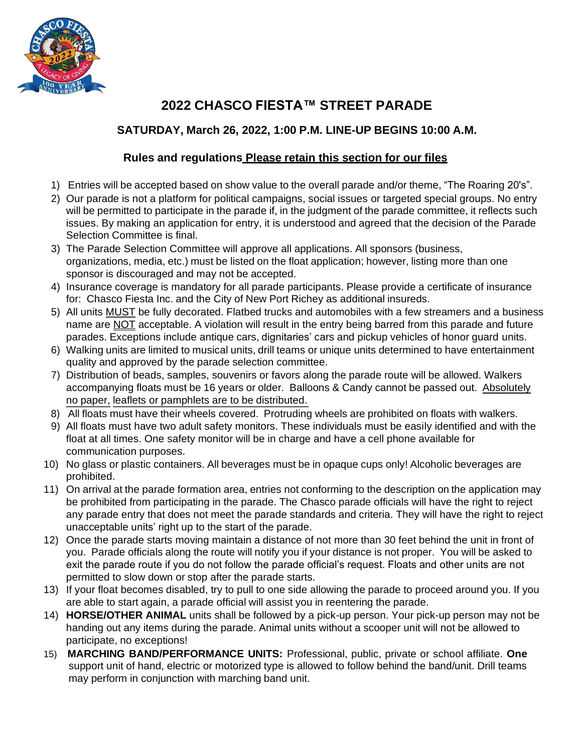# 2022 CHASCO FIESTA™ STREET PARADE

## SATURDAY, March 26, 2022, 1:00 P.M. LINE-UP BEGINS 10:00 A.M.

### Rules and regulations Please retain this section for our files

1) Entries will be accepted based on show value to the overall parade and/or theme, "The Roaring 20's".
2) Our parade is not a platform for political campaigns, social issues or targeted special groups. No entry will be permitted to participate in the parade if, in the judgment of the parade committee, it reflects such issues. By making an application for entry, it is understood and agreed that the decision of the Parade Selection Committee is final.
3) The Parade Selection Committee will approve all applications. All sponsors (business, organizations, media, etc.) must be listed on the float application; however, listing more than one sponsor is discouraged and may not be accepted.
4) Insurance coverage is mandatory for all parade participants. Please provide a certificate of insurance for: Chasco Fiesta Inc. and the City of New Port Richey as additional insureds.
5) All units MUST be fully decorated. Flatbed trucks and automobiles with a few streamers and a business name are NOT acceptable. A violation will result in the entry being barred from this parade and future parades. Exceptions include antique cars, dignitaries' cars and pickup vehicles of honor guard units.
6) Walking units are limited to musical units, drill teams or unique units determined to have entertainment quality and approved by the parade selection committee.
7) Distribution of beads, samples, souvenirs or favors along the parade route will be allowed. Walkers accompanying floats must be 16 years or older. Balloons & Candy cannot be passed out. Absolutely no paper, leaflets or pamphlets are to be distributed.
8) All floats must have their wheels covered. Protruding wheels are prohibited on floats with walkers.
9) All floats must have two adult safety monitors. These individuals must be easily identified and with the float at all times. One safety monitor will be in charge and have a cell phone available for communication purposes.
10) No glass or plastic containers. All beverages must be in opaque cups only! Alcoholic beverages are prohibited.
11) On arrival at the parade formation area, entries not conforming to the description on the application may be prohibited from participating in the parade. The Chasco parade officials will have the right to reject any parade entry that does not meet the parade standards and criteria. They will have the right to reject unacceptable units' right up to the start of the parade.
12) Once the parade starts moving maintain a distance of not more than 30 feet behind the unit in front of you. Parade officials along the route will notify you if your distance is not proper. You will be asked to exit the parade route if you do not follow the parade official's request. Floats and other units are not permitted to slow down or stop after the parade starts.
13) If your float becomes disabled, try to pull to one side allowing the parade to proceed around you. If you are able to start again, a parade official will assist you in reentering the parade.
14) **HORSE/OTHER ANIMAL** units shall be followed by a pick-up person. Your pick-up person may not be handing out any items during the parade. Animal units without a scooper unit will not be allowed to participate, no exceptions!
15) **MARCHING BAND/PERFORMANCE UNITS:** Professional, public, private or school affiliate. **One** support unit of hand, electric or motorized type is allowed to follow behind the band/unit. Drill teams may perform in conjunction with marching band unit.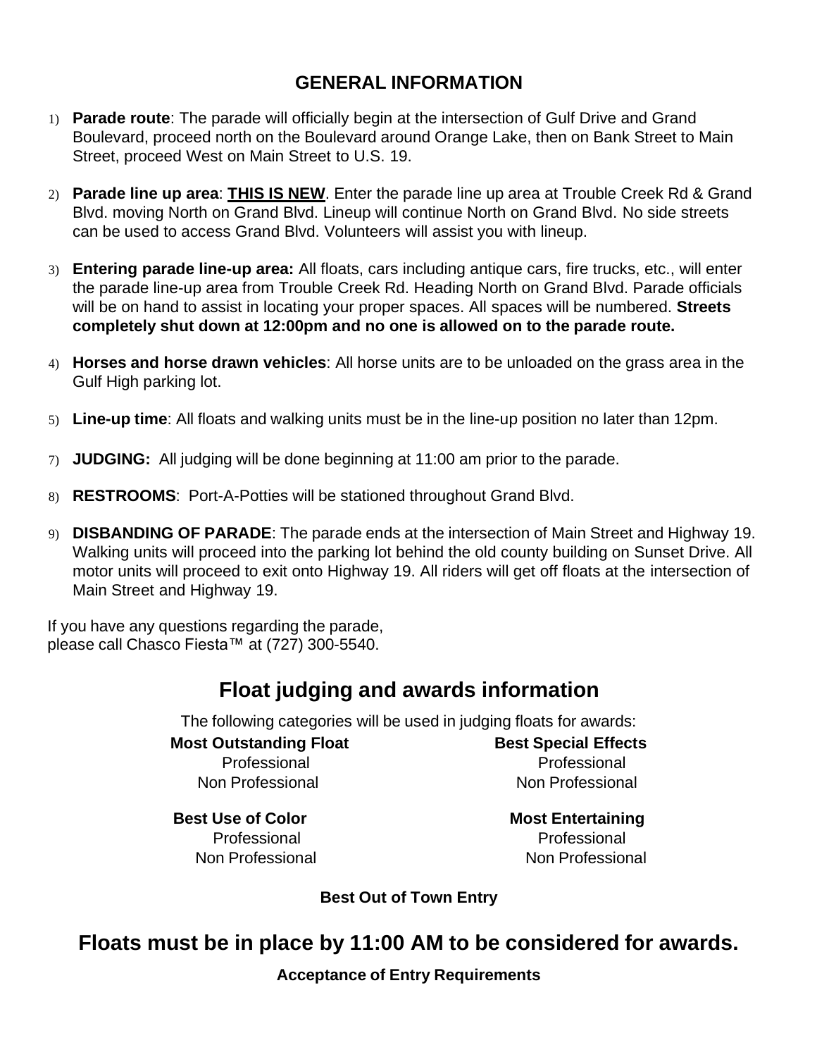## GENERAL INFORMATION

1) **Parade route**: The parade will officially begin at the intersection of Gulf Drive and Grand Boulevard, proceed north on the Boulevard around Orange Lake, then on Bank Street to Main Street, proceed West on Main Street to U.S. 19.

2) **Parade line up area**: **THIS IS NEW**. Enter the parade line up area at Trouble Creek Rd & Grand Blvd. moving North on Grand Blvd. Lineup will continue North on Grand Blvd. No side streets can be used to access Grand Blvd. Volunteers will assist you with lineup.

3) **Entering parade line-up area:** All floats, cars including antique cars, fire trucks, etc., will enter the parade line-up area from Trouble Creek Rd. Heading North on Grand Blvd. Parade officials will be on hand to assist in locating your proper spaces. All spaces will be numbered. **Streets completely shut down at 12:00pm and no one is allowed on to the parade route.**

4) **Horses and horse drawn vehicles**: All horse units are to be unloaded on the grass area in the Gulf High parking lot.

5) **Line-up time**: All floats and walking units must be in the line-up position no later than 12pm.

7) **JUDGING:** All judging will be done beginning at 11:00 am prior to the parade.

8) **RESTROOMS**: Port-A-Potties will be stationed throughout Grand Blvd.

9) **DISBANDING OF PARADE**: The parade ends at the intersection of Main Street and Highway 19. Walking units will proceed into the parking lot behind the old county building on Sunset Drive. All motor units will proceed to exit onto Highway 19. All riders will get off floats at the intersection of Main Street and Highway 19.

If you have any questions regarding the parade, please call Chasco Fiesta™ at (727) 300-5540.

## Float judging and awards information

The following categories will be used in judging floats for awards:

**Most Outstanding Float**
- Professional
- Non Professional

**Best Special Effects**
- Professional
- Non Professional

**Best Use of Color**
- Professional
- Non Professional

**Most Entertaining**
- Professional
- Non Professional

**Best Out of Town Entry**

## Floats must be in place by 11:00 AM to be considered for awards.

**Acceptance of Entry Requirements**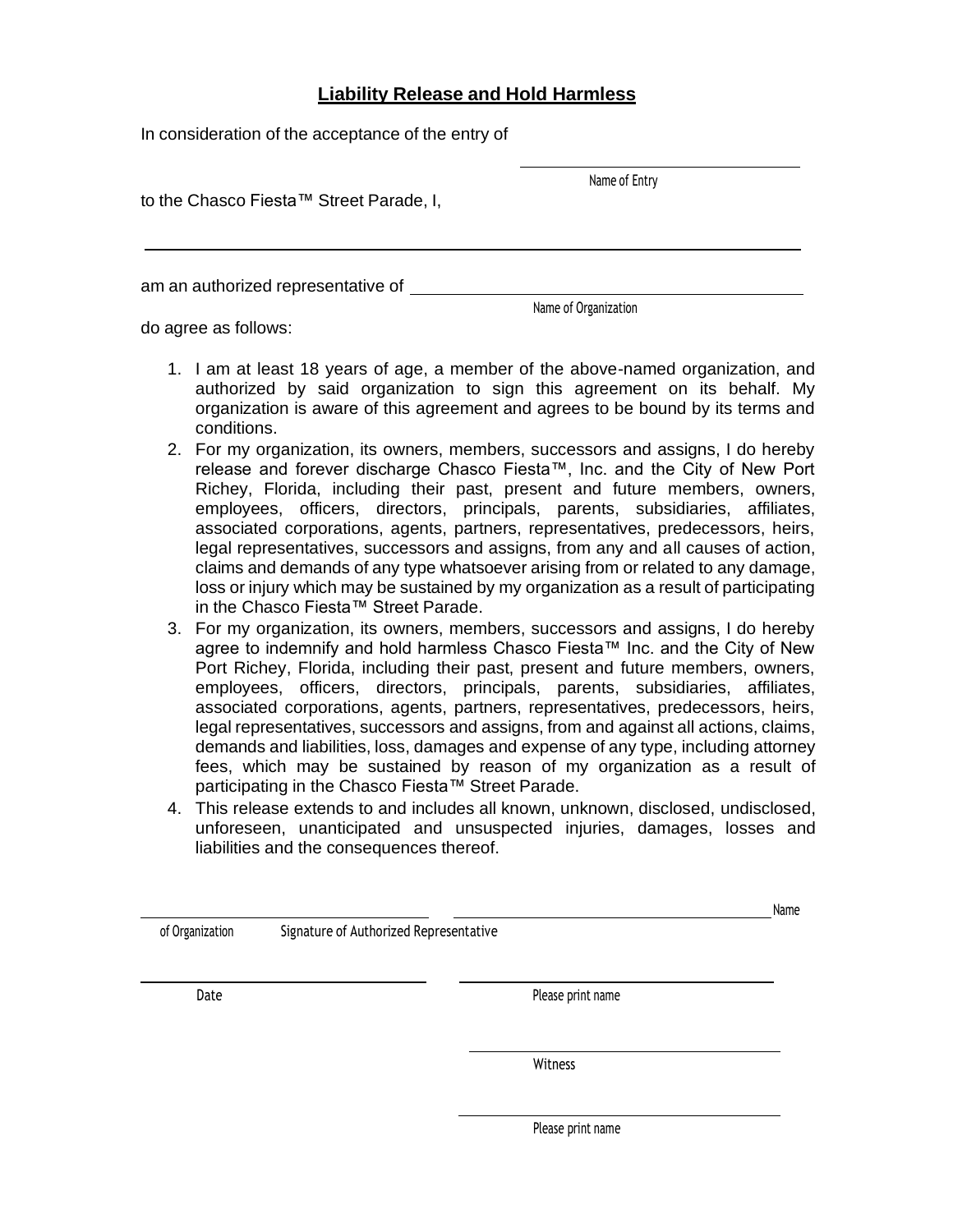## Liability Release and Hold Harmless

In consideration of the acceptance of the entry of

\_\_\_\_\_\_\_\_\_\_\_\_\_\_\_\_\_\_\_\_\_\_\_\_\_\_\_\_\_\_\_\_
Name of Entry

to the Chasco Fiesta™ Street Parade, I,

\_\_\_\_\_\_\_\_\_\_\_\_\_\_\_\_\_\_\_\_\_\_\_\_\_\_\_\_\_\_\_\_\_\_\_\_\_\_\_\_\_\_\_\_\_\_\_\_\_\_\_\_\_\_\_\_\_\_\_\_\_\_\_\_

am an authorized representative of \_\_\_\_\_\_\_\_\_\_\_\_\_\_\_\_\_\_\_\_\_\_\_\_\_\_\_\_\_\_\_\_\_\_\_\_\_\_\_\_
Name of Organization

do agree as follows:

1. I am at least 18 years of age, a member of the above-named organization, and authorized by said organization to sign this agreement on its behalf. My organization is aware of this agreement and agrees to be bound by its terms and conditions.
2. For my organization, its owners, members, successors and assigns, I do hereby release and forever discharge Chasco Fiesta™, Inc. and the City of New Port Richey, Florida, including their past, present and future members, owners, employees, officers, directors, principals, parents, subsidiaries, affiliates, associated corporations, agents, partners, representatives, predecessors, heirs, legal representatives, successors and assigns, from any and all causes of action, claims and demands of any type whatsoever arising from or related to any damage, loss or injury which may be sustained by my organization as a result of participating in the Chasco Fiesta™ Street Parade.
3. For my organization, its owners, members, successors and assigns, I do hereby agree to indemnify and hold harmless Chasco Fiesta™ Inc. and the City of New Port Richey, Florida, including their past, present and future members, owners, employees, officers, directors, principals, parents, subsidiaries, affiliates, associated corporations, agents, partners, representatives, predecessors, heirs, legal representatives, successors and assigns, from and against all actions, claims, demands and liabilities, loss, damages and expense of any type, including attorney fees, which may be sustained by reason of my organization as a result of participating in the Chasco Fiesta™ Street Parade.
4. This release extends to and includes all known, unknown, disclosed, undisclosed, unforeseen, unanticipated and unsuspected injuries, damages, losses and liabilities and the consequences thereof.

\_\_\_\_\_\_\_\_\_\_\_\_\_\_\_\_\_\_\_\_\_\_\_\_\_\_\_\_\_\_ \_\_\_\_\_\_\_\_\_\_\_\_\_\_\_\_\_\_\_\_\_\_\_\_\_\_\_\_\_\_\_\_\_\_ Name
of Organization Signature of Authorized Representative

\_\_\_\_\_\_\_\_\_\_\_\_\_\_\_\_\_\_\_\_\_\_\_\_\_\_\_\_\_\_ \_\_\_\_\_\_\_\_\_\_\_\_\_\_\_\_\_\_\_\_\_\_\_\_\_\_\_\_\_\_\_\_\_\_
Date Please print name

\_\_\_\_\_\_\_\_\_\_\_\_\_\_\_\_\_\_\_\_\_\_\_\_\_\_\_\_\_\_\_\_\_\_
Witness

\_\_\_\_\_\_\_\_\_\_\_\_\_\_\_\_\_\_\_\_\_\_\_\_\_\_\_\_\_\_\_\_\_\_
Please print name